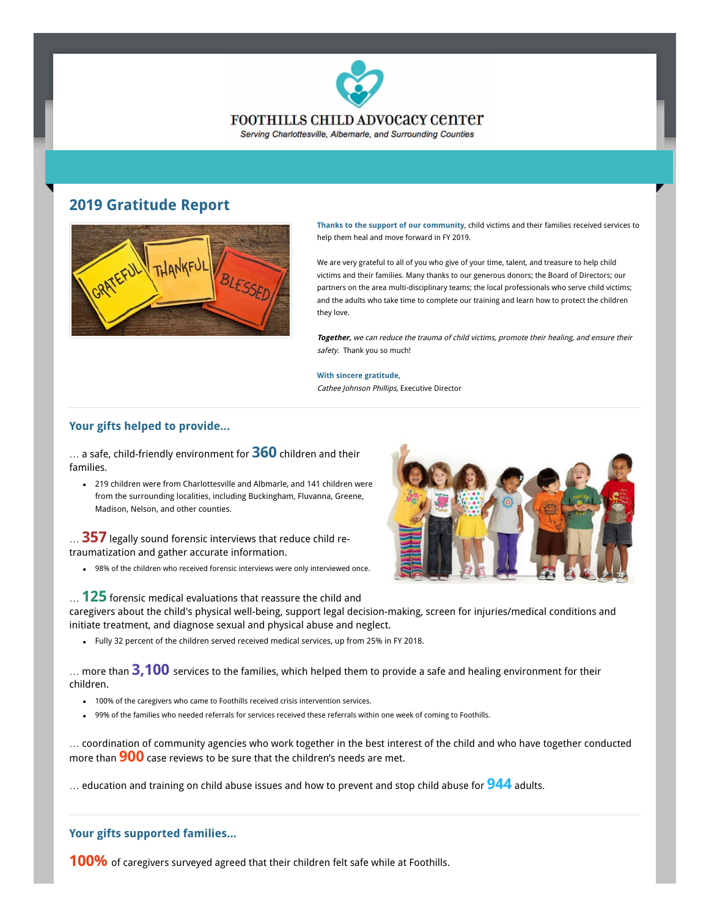FOOTHILLS CHILD ADVOCACY CENTER

*Serving Charlottesville, Albemarle, and Surrounding Counties*

## 2019 Gratitude Report

**Thanks to the support of our community**, child victims and their families received services to help them heal and move forward in FY 2019.

We are very grateful to all of you who give of your time, talent, and treasure to help child victims and their families. Many thanks to our generous donors; the Board of Directors; our partners on the area multi-disciplinary teams; the local professionals who serve child victims; and the adults who take time to complete our training and learn how to protect the children they love.

***Together,*** *we can reduce the trauma of child victims, promote their healing, and ensure their safety.* Thank you so much!

**With sincere gratitude,**
*Cathee Johnson Phillips*, Executive Director

### Your gifts helped to provide...

… a safe, child-friendly environment for **360** children and their families.

- 219 children were from Charlottesville and Albmarle, and 141 children were from the surrounding localities, including Buckingham, Fluvanna, Greene, Madison, Nelson, and other counties.

… **357** legally sound forensic interviews that reduce child re-traumatization and gather accurate information.

- 98% of the children who received forensic interviews were only interviewed once.

… **125** forensic medical evaluations that reassure the child and caregivers about the child's physical well-being, support legal decision-making, screen for injuries/medical conditions and initiate treatment, and diagnose sexual and physical abuse and neglect.

- Fully 32 percent of the children served received medical services, up from 25% in FY 2018.

… more than **3,100** services to the families, which helped them to provide a safe and healing environment for their children.

- 100% of the caregivers who came to Foothills received crisis intervention services.
- 99% of the families who needed referrals for services received these referrals within one week of coming to Foothills.

… coordination of community agencies who work together in the best interest of the child and who have together conducted more than **900** case reviews to be sure that the children's needs are met.

… education and training on child abuse issues and how to prevent and stop child abuse for **944** adults.

### Your gifts supported families...

**100%** of caregivers surveyed agreed that their children felt safe while at Foothills.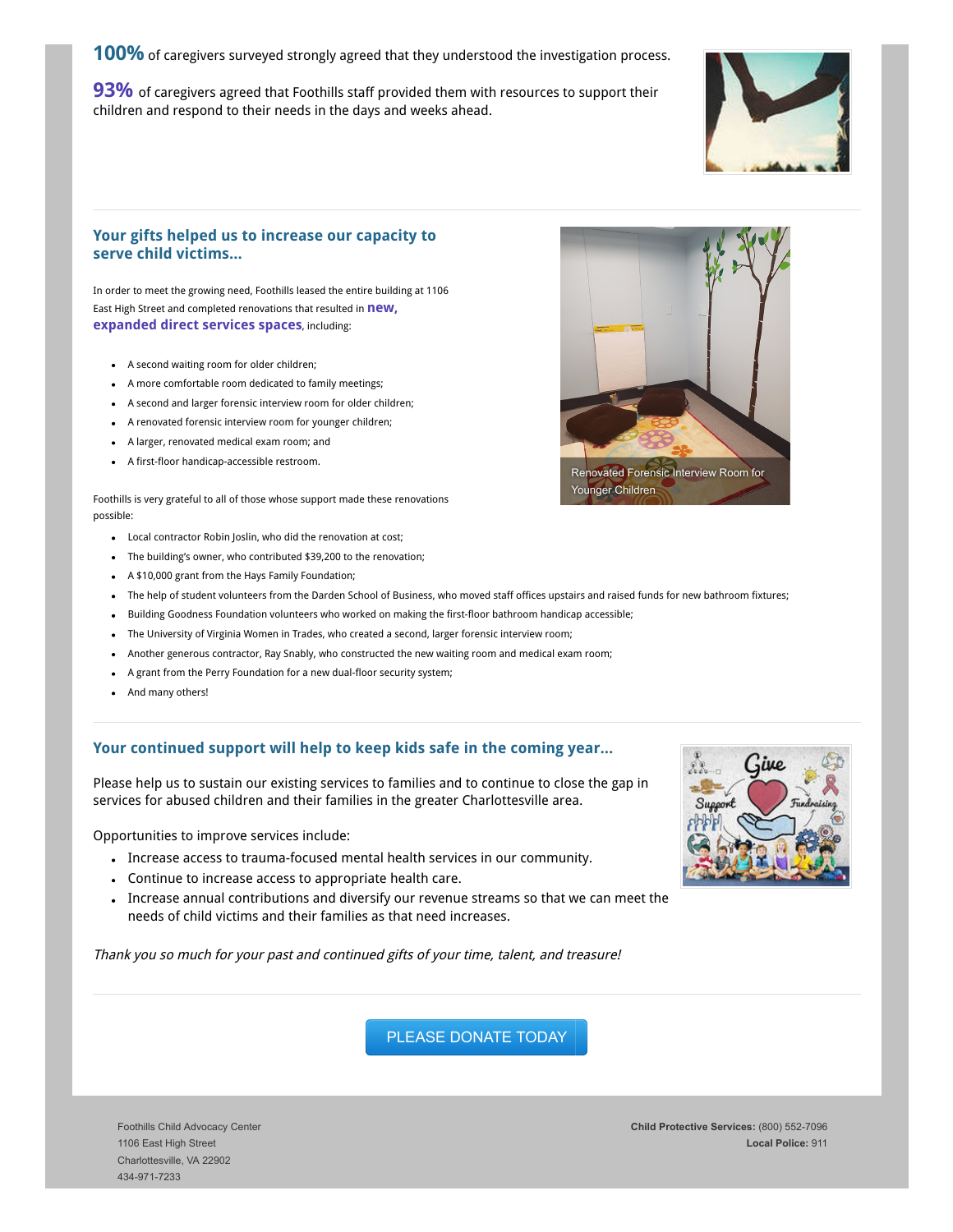**100%** of caregivers surveyed strongly agreed that they understood the investigation process.

**93%** of caregivers agreed that Foothills staff provided them with resources to support their children and respond to their needs in the days and weeks ahead.

## Your gifts helped us to increase our capacity to serve child victims...

In order to meet the growing need, Foothills leased the entire building at 1106 East High Street and completed renovations that resulted in **new, expanded direct services spaces**, including:

- A second waiting room for older children;
- A more comfortable room dedicated to family meetings;
- A second and larger forensic interview room for older children;
- A renovated forensic interview room for younger children;
- A larger, renovated medical exam room; and
- A first-floor handicap-accessible restroom.

Renovated Forensic Interview Room for Younger Children

Foothills is very grateful to all of those whose support made these renovations possible:

- Local contractor Robin Joslin, who did the renovation at cost;
- The building's owner, who contributed $39,200 to the renovation;
- A $10,000 grant from the Hays Family Foundation;
- The help of student volunteers from the Darden School of Business, who moved staff offices upstairs and raised funds for new bathroom fixtures;
- Building Goodness Foundation volunteers who worked on making the first-floor bathroom handicap accessible;
- The University of Virginia Women in Trades, who created a second, larger forensic interview room;
- Another generous contractor, Ray Snably, who constructed the new waiting room and medical exam room;
- A grant from the Perry Foundation for a new dual-floor security system;
- And many others!

## Your continued support will help to keep kids safe in the coming year...

Please help us to sustain our existing services to families and to continue to close the gap in services for abused children and their families in the greater Charlottesville area.

Opportunities to improve services include:

- Increase access to trauma-focused mental health services in our community.
- Continue to increase access to appropriate health care.
- Increase annual contributions and diversify our revenue streams so that we can meet the needs of child victims and their families as that need increases.

*Thank you so much for your past and continued gifts of your time, talent, and treasure!*

PLEASE DONATE TODAY

Foothills Child Advocacy Center
1106 East High Street
Charlottesville, VA 22902
434-971-7233

**Child Protective Services:** (800) 552-7096
**Local Police:** 911